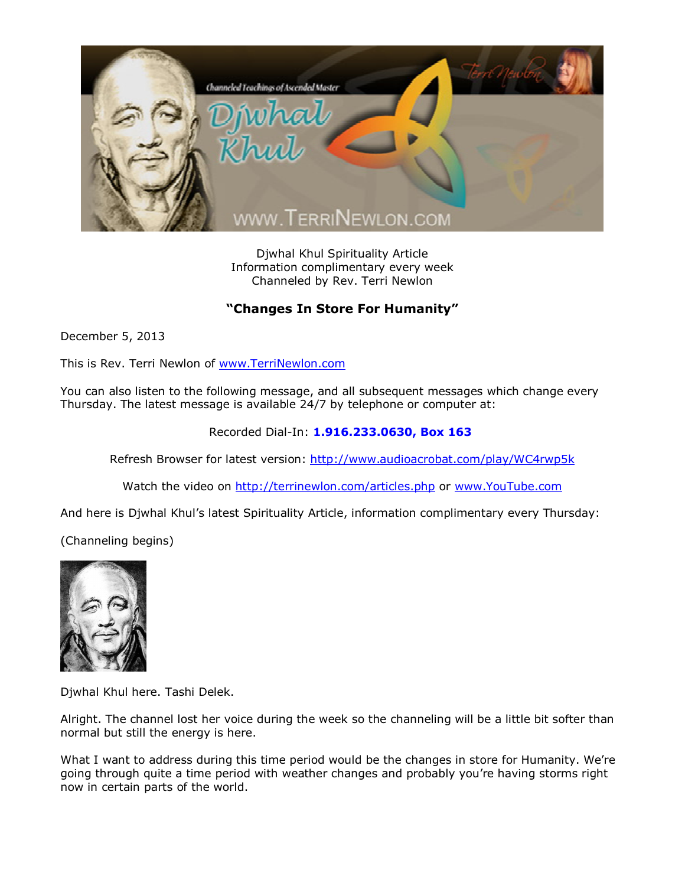Djwhal Khul Spirituality Article
Information complimentary every week
Channeled by Rev. Terri Newlon

## **"Changes In Store For Humanity"**

December 5, 2013

This is Rev. Terri Newlon of www.TerriNewlon.com

You can also listen to the following message, and all subsequent messages which change every Thursday. The latest message is available 24/7 by telephone or computer at:

Recorded Dial-In: **1.916.233.0630, Box 163**

Refresh Browser for latest version: http://www.audioacrobat.com/play/WC4rwp5k

Watch the video on http://terrinewlon.com/articles.php or www.YouTube.com

And here is Djwhal Khul's latest Spirituality Article, information complimentary every Thursday:

(Channeling begins)

Djwhal Khul here. Tashi Delek.

Alright. The channel lost her voice during the week so the channeling will be a little bit softer than normal but still the energy is here.

What I want to address during this time period would be the changes in store for Humanity. We're going through quite a time period with weather changes and probably you're having storms right now in certain parts of the world.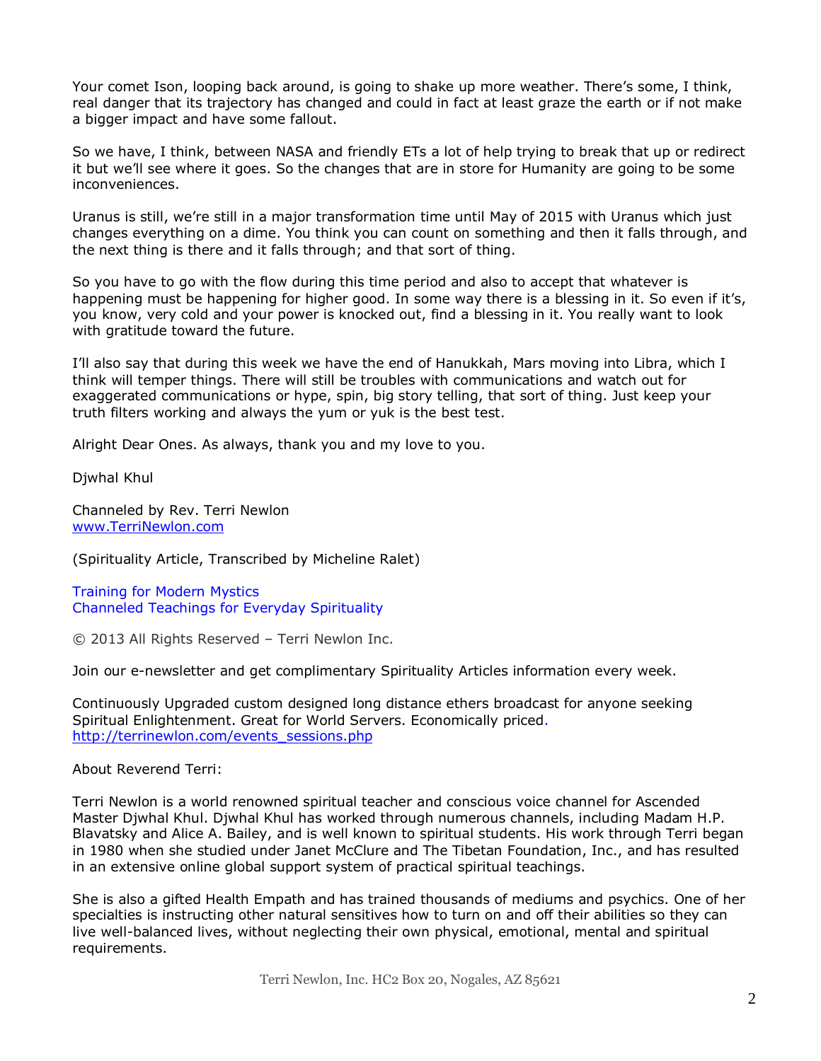Your comet Ison, looping back around, is going to shake up more weather. There's some, I think, real danger that its trajectory has changed and could in fact at least graze the earth or if not make a bigger impact and have some fallout.

So we have, I think, between NASA and friendly ETs a lot of help trying to break that up or redirect it but we'll see where it goes. So the changes that are in store for Humanity are going to be some inconveniences.

Uranus is still, we're still in a major transformation time until May of 2015 with Uranus which just changes everything on a dime. You think you can count on something and then it falls through, and the next thing is there and it falls through; and that sort of thing.

So you have to go with the flow during this time period and also to accept that whatever is happening must be happening for higher good. In some way there is a blessing in it. So even if it's, you know, very cold and your power is knocked out, find a blessing in it. You really want to look with gratitude toward the future.

I'll also say that during this week we have the end of Hanukkah, Mars moving into Libra, which I think will temper things. There will still be troubles with communications and watch out for exaggerated communications or hype, spin, big story telling, that sort of thing. Just keep your truth filters working and always the yum or yuk is the best test.

Alright Dear Ones. As always, thank you and my love to you.

Djwhal Khul

Channeled by Rev. Terri Newlon
[www.TerriNewlon.com](http://www.TerriNewlon.com)

(Spirituality Article, Transcribed by Micheline Ralet)

Training for Modern Mystics
Channeled Teachings for Everyday Spirituality

© 2013 All Rights Reserved – Terri Newlon Inc.

Join our e-newsletter and get complimentary Spirituality Articles information every week.

Continuously Upgraded custom designed long distance ethers broadcast for anyone seeking Spiritual Enlightenment. Great for World Servers. Economically priced.
[http://terrinewlon.com/events_sessions.php](http://terrinewlon.com/events_sessions.php)

About Reverend Terri:

Terri Newlon is a world renowned spiritual teacher and conscious voice channel for Ascended Master Djwhal Khul. Djwhal Khul has worked through numerous channels, including Madam H.P. Blavatsky and Alice A. Bailey, and is well known to spiritual students. His work through Terri began in 1980 when she studied under Janet McClure and The Tibetan Foundation, Inc., and has resulted in an extensive online global support system of practical spiritual teachings.

She is also a gifted Health Empath and has trained thousands of mediums and psychics. One of her specialties is instructing other natural sensitives how to turn on and off their abilities so they can live well-balanced lives, without neglecting their own physical, emotional, mental and spiritual requirements.

Terri Newlon, Inc. HC2 Box 20, Nogales, AZ 85621